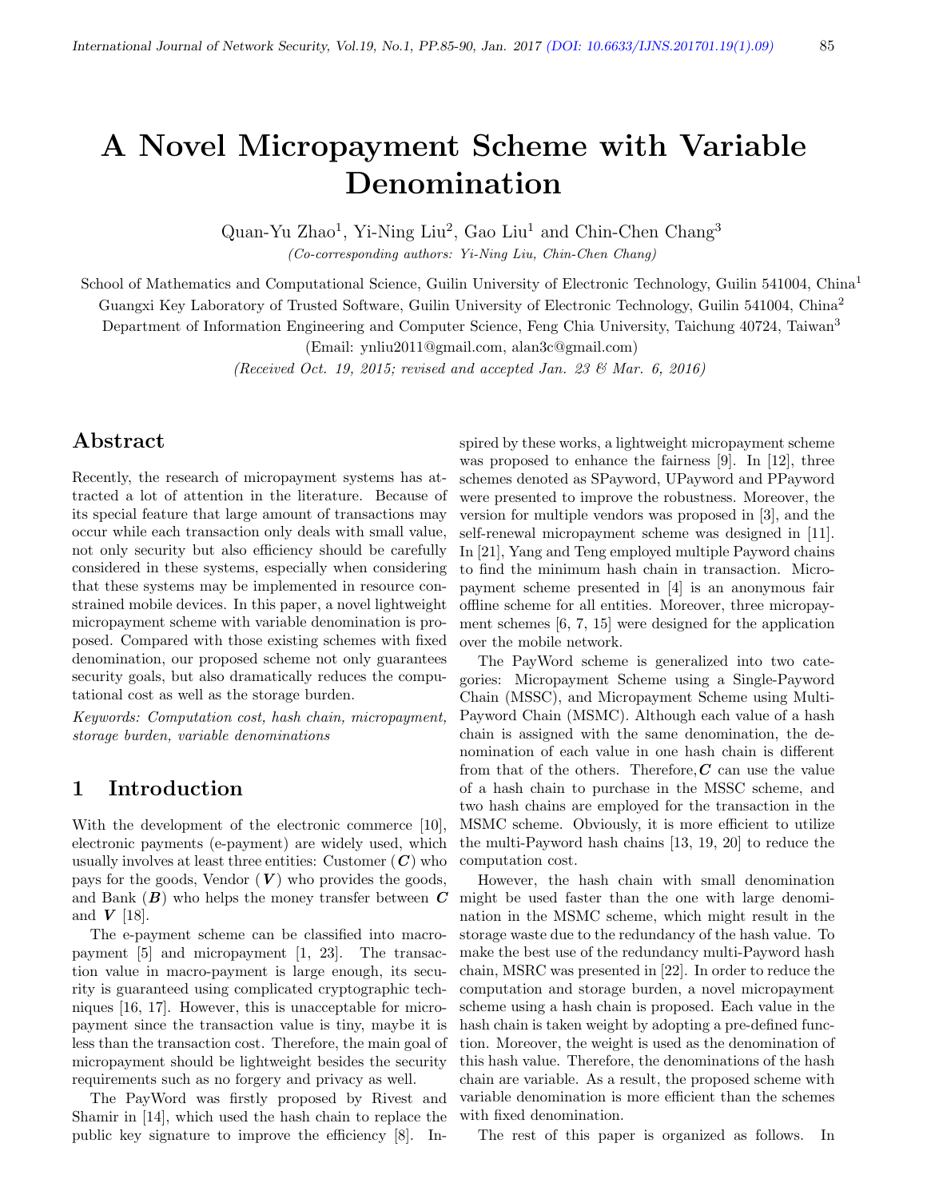# A Novel Micropayment Scheme with Variable Denomination

Quan-Yu Zhao[1], Yi-Ning Liu[2], Gao Liu[1] and Chin-Chen Chang[3]

*(Co-corresponding authors: Yi-Ning Liu, Chin-Chen Chang)*

School of Mathematics and Computational Science, Guilin University of Electronic Technology, Guilin 541004, China[1]

Guangxi Key Laboratory of Trusted Software, Guilin University of Electronic Technology, Guilin 541004, China[2]

Department of Information Engineering and Computer Science, Feng Chia University, Taichung 40724, Taiwan[3]

(Email: ynliu2011@gmail.com, alan3c@gmail.com)

*(Received Oct. 19, 2015; revised and accepted Jan. 23 & Mar. 6, 2016)*

## Abstract

Recently, the research of micropayment systems has attracted a lot of attention in the literature. Because of its special feature that large amount of transactions may occur while each transaction only deals with small value, not only security but also efficiency should be carefully considered in these systems, especially when considering that these systems may be implemented in resource constrained mobile devices. In this paper, a novel lightweight micropayment scheme with variable denomination is proposed. Compared with those existing schemes with fixed denomination, our proposed scheme not only guarantees security goals, but also dramatically reduces the computational cost as well as the storage burden.

*Keywords: Computation cost, hash chain, micropayment, storage burden, variable denominations*

## 1 Introduction

With the development of the electronic commerce [10], electronic payments (e-payment) are widely used, which usually involves at least three entities: Customer (***C***) who pays for the goods, Vendor (***V***) who provides the goods, and Bank (***B***) who helps the money transfer between ***C*** and ***V*** [18].

The e-payment scheme can be classified into macropayment [5] and micropayment [1, 23]. The transaction value in macro-payment is large enough, its security is guaranteed using complicated cryptographic techniques [16, 17]. However, this is unacceptable for micropayment since the transaction value is tiny, maybe it is less than the transaction cost. Therefore, the main goal of micropayment should be lightweight besides the security requirements such as no forgery and privacy as well.

The PayWord was firstly proposed by Rivest and Shamir in [14], which used the hash chain to replace the public key signature to improve the efficiency [8]. Inspired by these works, a lightweight micropayment scheme was proposed to enhance the fairness [9]. In [12], three schemes denoted as SPayword, UPayword and PPayword were presented to improve the robustness. Moreover, the version for multiple vendors was proposed in [3], and the self-renewal micropayment scheme was designed in [11]. In [21], Yang and Teng employed multiple Payword chains to find the minimum hash chain in transaction. Micropayment scheme presented in [4] is an anonymous fair offline scheme for all entities. Moreover, three micropayment schemes [6, 7, 15] were designed for the application over the mobile network.

The PayWord scheme is generalized into two categories: Micropayment Scheme using a Single-Payword Chain (MSSC), and Micropayment Scheme using Multi-Payword Chain (MSMC). Although each value of a hash chain is assigned with the same denomination, the denomination of each value in one hash chain is different from that of the others. Therefore, ***C*** can use the value of a hash chain to purchase in the MSSC scheme, and two hash chains are employed for the transaction in the MSMC scheme. Obviously, it is more efficient to utilize the multi-Payword hash chains [13, 19, 20] to reduce the computation cost.

However, the hash chain with small denomination might be used faster than the one with large denomination in the MSMC scheme, which might result in the storage waste due to the redundancy of the hash value. To make the best use of the redundancy multi-Payword hash chain, MSRC was presented in [22]. In order to reduce the computation and storage burden, a novel micropayment scheme using a hash chain is proposed. Each value in the hash chain is taken weight by adopting a pre-defined function. Moreover, the weight is used as the denomination of this hash value. Therefore, the denominations of the hash chain are variable. As a result, the proposed scheme with variable denomination is more efficient than the schemes with fixed denomination.

The rest of this paper is organized as follows. In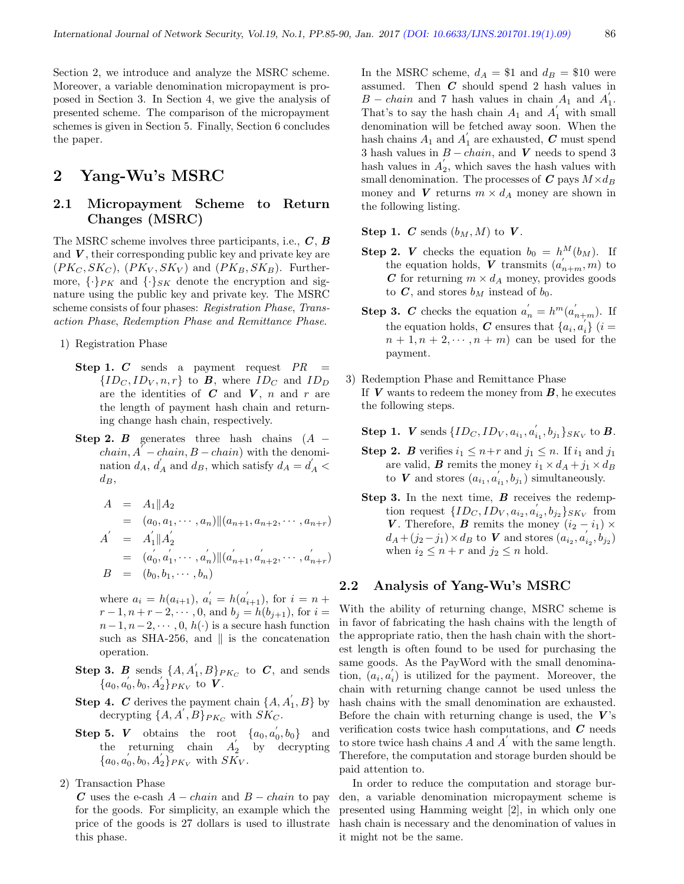Section 2, we introduce and analyze the MSRC scheme. Moreover, a variable denomination micropayment is proposed in Section 3. In Section 4, we give the analysis of presented scheme. The comparison of the micropayment schemes is given in Section 5. Finally, Section 6 concludes the paper.

# 2 Yang-Wu's MSRC

## 2.1 Micropayment Scheme to Return Changes (MSRC)

The MSRC scheme involves three participants, i.e., $\boldsymbol{C}$, $\boldsymbol{B}$ and $\boldsymbol{V}$, their corresponding public key and private key are $(PK_C, SK_C)$, $(PK_V, SK_V)$ and $(PK_B, SK_B)$. Furthermore, $\{\cdot\}_{PK}$ and $\{\cdot\}_{SK}$ denote the encryption and signature using the public key and private key. The MSRC scheme consists of four phases: *Registration Phase*, *Transaction Phase*, *Redemption Phase and Remittance Phase*.

1) Registration Phase

**Step 1.** $\boldsymbol{C}$ sends a payment request $PR = \{ID_C, ID_V, n, r\}$ to $\boldsymbol{B}$, where $ID_C$ and $ID_D$ are the identities of $\boldsymbol{C}$ and $\boldsymbol{V}$, $n$ and $r$ are the length of payment hash chain and returning change hash chain, respectively.

**Step 2.** $\boldsymbol{B}$ generates three hash chains $(A-chain, A'-chain, B-chain)$ with the denomination $d_A$, $d_A'$ and $d_B$, which satisfy $d_A = d_A' < d_B$,

$$\begin{aligned} A &= A_1 \| A_2 \\ &= (a_0, a_1, \cdots, a_n) \| (a_{n+1}, a_{n+2}, \cdots, a_{n+r}) \\ A' &= A_1' \| A_2' \\ &= (a_0', a_1', \cdots, a_n') \| (a_{n+1}', a_{n+2}', \cdots, a_{n+r}') \\ B &= (b_0, b_1, \cdots, b_n) \end{aligned}$$

where $a_i = h(a_{i+1})$, $a_i' = h(a_{i+1}')$, for $i = n+r-1, n+r-2, \cdots, 0$, and $b_j = h(b_{j+1})$, for $i = n-1, n-2, \cdots, 0$, $h(\cdot)$ is a secure hash function such as SHA-256, and $\|$ is the concatenation operation.

**Step 3.** $\boldsymbol{B}$ sends $\{A, A_1', B\}_{PK_C}$ to $\boldsymbol{C}$, and sends $\{a_0, a_0', b_0, A_2'\}_{PK_V}$ to $\boldsymbol{V}$.

**Step 4.** $\boldsymbol{C}$ derives the payment chain $\{A, A_1', B\}$ by decrypting $\{A, A', B\}_{PK_C}$ with $SK_C$.

**Step 5.** $\boldsymbol{V}$ obtains the root $\{a_0, a_0', b_0\}$ and the returning chain $A_2'$ by decrypting $\{a_0, a_0', b_0, A_2'\}_{PK_V}$ with $SK_V$.

2) Transaction Phase

$\boldsymbol{C}$ uses the e-cash $A-chain$ and $B-chain$ to pay for the goods. For simplicity, an example which the price of the goods is 27 dollars is used to illustrate this phase.

In the MSRC scheme, $d_A = \$1$ and $d_B = \$10$ were assumed. Then $\boldsymbol{C}$ should spend 2 hash values in $B-chain$ and 7 hash values in chain $A_1$ and $A_1'$. That's to say the hash chain $A_1$ and $A_1'$ with small denomination will be fetched away soon. When the hash chains $A_1$ and $A_1'$ are exhausted, $\boldsymbol{C}$ must spend 3 hash values in $B-chain$, and $\boldsymbol{V}$ needs to spend 3 hash values in $A_2'$, which saves the hash values with small denomination. The processes of $\boldsymbol{C}$ pays $M \times d_B$ money and $\boldsymbol{V}$ returns $m \times d_A$ money are shown in the following listing.

**Step 1.** $\boldsymbol{C}$ sends $(b_M, M)$ to $\boldsymbol{V}$.

**Step 2.** $\boldsymbol{V}$ checks the equation $b_0 = h^M(b_M)$. If the equation holds, $\boldsymbol{V}$ transmits $(a_{n+m}', m)$ to $\boldsymbol{C}$ for returning $m \times d_A$ money, provides goods to $\boldsymbol{C}$, and stores $b_M$ instead of $b_0$.

**Step 3.** $\boldsymbol{C}$ checks the equation $a_n' = h^m(a_{n+m}')$. If the equation holds, $\boldsymbol{C}$ ensures that $\{a_i, a_i'\}$ $(i = n+1, n+2, \cdots, n+m)$ can be used for the payment.

3) Redemption Phase and Remittance Phase

If $\boldsymbol{V}$ wants to redeem the money from $\boldsymbol{B}$, he executes the following steps.

**Step 1.** $\boldsymbol{V}$ sends $\{ID_C, ID_V, a_{i_1}, a_{i_1}', b_{j_1}\}_{SK_V}$ to $\boldsymbol{B}$.

**Step 2.** $\boldsymbol{B}$ verifies $i_1 \leq n+r$ and $j_1 \leq n$. If $i_1$ and $j_1$ are valid, $\boldsymbol{B}$ remits the money $i_1 \times d_A + j_1 \times d_B$ to $\boldsymbol{V}$ and stores $(a_{i_1}, a_{i_1}', b_{j_1})$ simultaneously.

**Step 3.** In the next time, $\boldsymbol{B}$ receives the redemption request $\{ID_C, ID_V, a_{i_2}, a_{i_2}', b_{j_2}\}_{SK_V}$ from $\boldsymbol{V}$. Therefore, $\boldsymbol{B}$ remits the money $(i_2 - i_1) \times d_A + (j_2 - j_1) \times d_B$ to $\boldsymbol{V}$ and stores $(a_{i_2}, a_{i_2}', b_{j_2})$ when $i_2 \leq n+r$ and $j_2 \leq n$ hold.

## 2.2 Analysis of Yang-Wu's MSRC

With the ability of returning change, MSRC scheme is in favor of fabricating the hash chains with the length of the appropriate ratio, then the hash chain with the shortest length is often found to be used for purchasing the same goods. As the PayWord with the small denomination, $(a_i, a_i')$ is utilized for the payment. Moreover, the chain with returning change cannot be used unless the hash chains with the small denomination are exhausted. Before the chain with returning change is used, the $\boldsymbol{V}$'s verification costs twice hash computations, and $\boldsymbol{C}$ needs to store twice hash chains $A$ and $A'$ with the same length. Therefore, the computation and storage burden should be paid attention to.

In order to reduce the computation and storage burden, a variable denomination micropayment scheme is presented using Hamming weight [2], in which only one hash chain is necessary and the denomination of values in it might not be the same.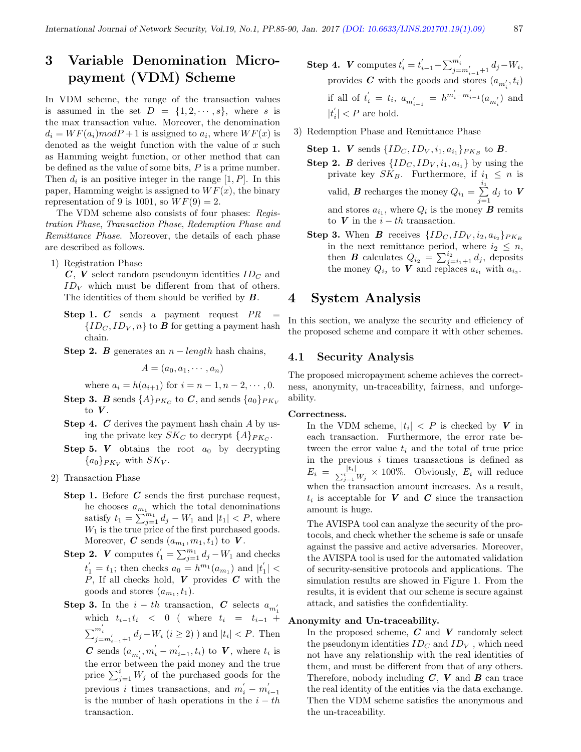# 3 Variable Denomination Micropayment (VDM) Scheme

In VDM scheme, the range of the transaction values is assumed in the set $D = \{1, 2, \cdots, s\}$, where $s$ is the max transaction value. Moreover, the denomination $d_i = WF(a_i) mod P + 1$ is assigned to $a_i$, where $WF(x)$ is denoted as the weight function with the value of $x$ such as Hamming weight function, or other method that can be defined as the value of some bits, $P$ is a prime number. Then $d_i$ is an positive integer in the range $[1, P]$. In this paper, Hamming weight is assigned to $WF(x)$, the binary representation of 9 is 1001, so $WF(9) = 2$.

The VDM scheme also consists of four phases: *Registration Phase*, *Transaction Phase*, *Redemption Phase and Remittance Phase*. Moreover, the details of each phase are described as follows.

1) Registration Phase

   $\boldsymbol{C}$, $\boldsymbol{V}$ select random pseudonym identities $ID_C$ and $ID_V$ which must be different from that of others. The identities of them should be verified by $\boldsymbol{B}$.

   **Step 1.** $\boldsymbol{C}$ sends a payment request $PR = \{ID_C, ID_V, n\}$ to $\boldsymbol{B}$ for getting a payment hash chain.

   **Step 2.** $\boldsymbol{B}$ generates an $n-length$ hash chains,

   $$A = (a_0, a_1, \cdots, a_n)$$

   where $a_i = h(a_{i+1})$ for $i = n-1, n-2, \cdots, 0$.

   **Step 3.** $\boldsymbol{B}$ sends $\{A\}_{PK_C}$ to $\boldsymbol{C}$, and sends $\{a_0\}_{PK_V}$ to $\boldsymbol{V}$.

   **Step 4.** $\boldsymbol{C}$ derives the payment hash chain $A$ by using the private key $SK_C$ to decrypt $\{A\}_{PK_C}$.

   **Step 5.** $\boldsymbol{V}$ obtains the root $a_0$ by decrypting $\{a_0\}_{PK_V}$ with $SK_V$.

2) Transaction Phase

   **Step 1.** Before $\boldsymbol{C}$ sends the first purchase request, he chooses $a_{m_1}$ which the total denominations satisfy $t_1 = \sum_{j=1}^{m_1} d_j - W_1$ and $|t_1| < P$, where $W_1$ is the true price of the first purchased goods. Moreover, $\boldsymbol{C}$ sends $(a_{m_1}, m_1, t_1)$ to $\boldsymbol{V}$.

   **Step 2.** $\boldsymbol{V}$ computes $t_1^{'} = \sum_{j=1}^{m_1} d_j - W_1$ and checks $t_1^{'} = t_1$; then checks $a_0 = h^{m_1}(a_{m_1})$ and $|t_1^{'}| < P$, If all checks hold, $\boldsymbol{V}$ provides $\boldsymbol{C}$ with the goods and stores $(a_{m_1}, t_1)$.

   **Step 3.** In the $i-th$ transaction, $\boldsymbol{C}$ selects $a_{m_1^{'}}$ which $t_{i-1}t_i < 0$ ( where $t_i = t_{i-1} + \sum_{j=m_{i-1}^{'}+1}^{m_i^{'}} d_j - W_i$ $(i \geq 2)$ ) and $|t_i| < P$. Then $\boldsymbol{C}$ sends $(a_{m_i^{'}}, m_i^{'} - m_{i-1}^{'}, t_i)$ to $\boldsymbol{V}$, where $t_i$ is the error between the paid money and the true price $\sum_{j=1}^{i} W_j$ of the purchased goods for the previous $i$ times transactions, and $m_i^{'} - m_{i-1}^{'}$ is the number of hash operations in the $i-th$ transaction.

   **Step 4.** $\boldsymbol{V}$ computes $t_i^{'} = t_{i-1}^{'} + \sum_{j=m_{i-1}^{'}+1}^{m_i^{'}} d_j - W_i$, provides $\boldsymbol{C}$ with the goods and stores $(a_{m_i^{'}}, t_i)$ if all of $t_i^{'} = t_i$, $a_{m_{i-1}^{'}} = h^{m_i^{'} - m_{i-1}^{'}}(a_{m_i^{'}})$ and $|t_i^{'}| < P$ are hold.

3) Redemption Phase and Remittance Phase

   **Step 1.** $\boldsymbol{V}$ sends $\{ID_C, ID_V, i_1, a_{i_1}\}_{PK_B}$ to $\boldsymbol{B}$.

   **Step 2.** $\boldsymbol{B}$ derives $\{ID_C, ID_V, i_1, a_{i_1}\}$ by using the private key $SK_B$. Furthermore, if $i_1 \leq n$ is valid, $\boldsymbol{B}$ recharges the money $Q_{i_1} = \sum_{j=1}^{i_1} d_j$ to $\boldsymbol{V}$ and stores $a_{i_1}$, where $Q_i$ is the money $\boldsymbol{B}$ remits to $\boldsymbol{V}$ in the $i-th$ transaction.

   **Step 3.** When $\boldsymbol{B}$ receives $\{ID_C, ID_V, i_2, a_{i_2}\}_{PK_B}$ in the next remittance period, where $i_2 \leq n$, then $\boldsymbol{B}$ calculates $Q_{i_2} = \sum_{j=i_1+1}^{i_2} d_j$, deposits the money $Q_{i_2}$ to $\boldsymbol{V}$ and replaces $a_{i_1}$ with $a_{i_2}$.

# 4 System Analysis

In this section, we analyze the security and efficiency of the proposed scheme and compare it with other schemes.

## 4.1 Security Analysis

The proposed micropayment scheme achieves the correctness, anonymity, un-traceability, fairness, and unforgeability.

**Correctness.**

In the VDM scheme, $|t_i| < P$ is checked by $\boldsymbol{V}$ in each transaction. Furthermore, the error rate between the error value $t_i$ and the total of true price in the previous $i$ times transactions is defined as $E_i = \frac{|t_i|}{\sum_{j=1}^{i} W_j} \times 100\%$. Obviously, $E_i$ will reduce when the transaction amount increases. As a result, $t_i$ is acceptable for $\boldsymbol{V}$ and $\boldsymbol{C}$ since the transaction amount is huge.

The AVISPA tool can analyze the security of the protocols, and check whether the scheme is safe or unsafe against the passive and active adversaries. Moreover, the AVISPA tool is used for the automated validation of security-sensitive protocols and applications. The simulation results are showed in Figure 1. From the results, it is evident that our scheme is secure against attack, and satisfies the confidentiality.

**Anonymity and Un-traceability.**

In the proposed scheme, $\boldsymbol{C}$ and $\boldsymbol{V}$ randomly select the pseudonym identities $ID_C$ and $ID_V$ , which need not have any relationship with the real identities of them, and must be different from that of any others. Therefore, nobody including $\boldsymbol{C}$, $\boldsymbol{V}$ and $\boldsymbol{B}$ can trace the real identity of the entities via the data exchange. Then the VDM scheme satisfies the anonymous and the un-traceability.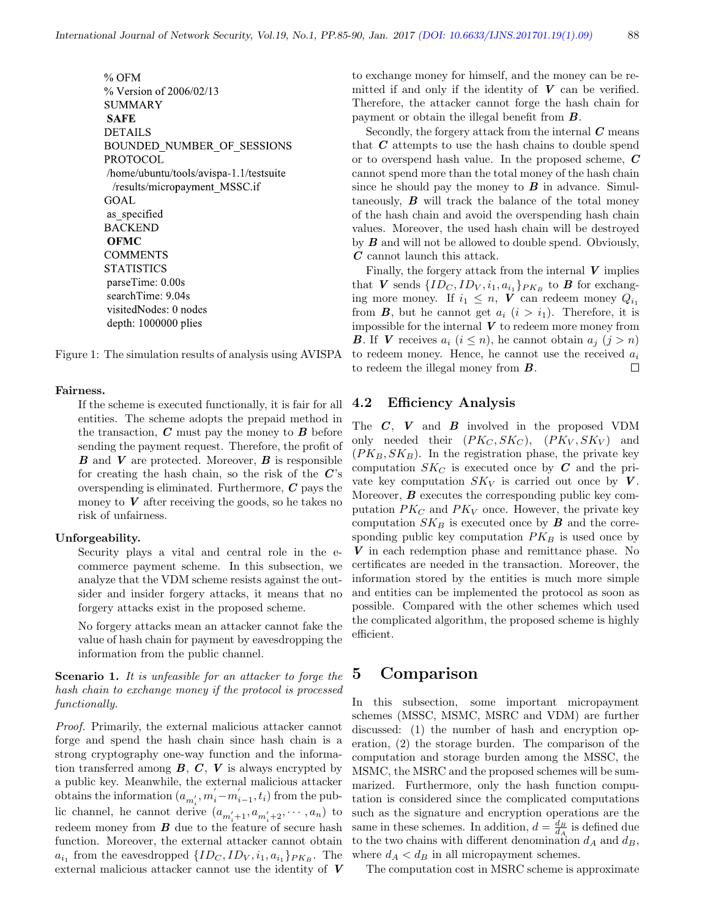```
% OFM
% Version of 2006/02/13
SUMMARY
 SAFE
DETAILS
BOUNDED_NUMBER_OF_SESSIONS
PROTOCOL
 /home/ubuntu/tools/avispa-1.1/testsuite
  /results/micropayment_MSSC.if
GOAL
 as_specified
BACKEND
 OFMC
COMMENTS
STATISTICS
 parseTime: 0.00s
 searchTime: 9.04s
 visitedNodes: 0 nodes
 depth: 1000000 plies
```

Figure 1: The simulation results of analysis using AVISPA

**Fairness.**

If the scheme is executed functionally, it is fair for all entities. The scheme adopts the prepaid method in the transaction, $\boldsymbol{C}$ must pay the money to $\boldsymbol{B}$ before sending the payment request. Therefore, the profit of $\boldsymbol{B}$ and $\boldsymbol{V}$ are protected. Moreover, $\boldsymbol{B}$ is responsible for creating the hash chain, so the risk of the $\boldsymbol{C}$'s overspending is eliminated. Furthermore, $\boldsymbol{C}$ pays the money to $\boldsymbol{V}$ after receiving the goods, so he takes no risk of unfairness.

**Unforgeability.**

Security plays a vital and central role in the e-commerce payment scheme. In this subsection, we analyze that the VDM scheme resists against the outsider and insider forgery attacks, it means that no forgery attacks exist in the proposed scheme.

No forgery attacks mean an attacker cannot fake the value of hash chain for payment by eavesdropping the information from the public channel.

**Scenario 1.** *It is unfeasible for an attacker to forge the hash chain to exchange money if the protocol is processed functionally.*

*Proof.* Primarily, the external malicious attacker cannot forge and spend the hash chain since hash chain is a strong cryptography one-way function and the information transferred among $\boldsymbol{B}$, $\boldsymbol{C}$, $\boldsymbol{V}$ is always encrypted by a public key. Meanwhile, the external malicious attacker obtains the information $(a_{m_i^{'}}, m_i^{'} - m_{i-1}^{'}, t_i)$ from the public channel, he cannot derive $(a_{m_i^{'}+1}, a_{m_i^{'}+2}, \cdots, a_n)$ to redeem money from $\boldsymbol{B}$ due to the feature of secure hash function. Moreover, the external attacker cannot obtain $a_{i_1}$ from the eavesdropped $\{ID_C, ID_V, i_1, a_{i_1}\}_{PK_B}$. The external malicious attacker cannot use the identity of $\boldsymbol{V}$ to exchange money for himself, and the money can be remitted if and only if the identity of $\boldsymbol{V}$ can be verified. Therefore, the attacker cannot forge the hash chain for payment or obtain the illegal benefit from $\boldsymbol{B}$.

Secondly, the forgery attack from the internal $\boldsymbol{C}$ means that $\boldsymbol{C}$ attempts to use the hash chains to double spend or to overspend hash value. In the proposed scheme, $\boldsymbol{C}$ cannot spend more than the total money of the hash chain since he should pay the money to $\boldsymbol{B}$ in advance. Simultaneously, $\boldsymbol{B}$ will track the balance of the total money of the hash chain and avoid the overspending hash chain values. Moreover, the used hash chain will be destroyed by $\boldsymbol{B}$ and will not be allowed to double spend. Obviously, $\boldsymbol{C}$ cannot launch this attack.

Finally, the forgery attack from the internal $\boldsymbol{V}$ implies that $\boldsymbol{V}$ sends $\{ID_C, ID_V, i_1, a_{i_1}\}_{PK_B}$ to $\boldsymbol{B}$ for exchanging more money. If $i_1 \leq n$, $\boldsymbol{V}$ can redeem money $Q_{i_1}$ from $\boldsymbol{B}$, but he cannot get $a_i$ $(i > i_1)$. Therefore, it is impossible for the internal $\boldsymbol{V}$ to redeem more money from $\boldsymbol{B}$. If $\boldsymbol{V}$ receives $a_i$ $(i \leq n)$, he cannot obtain $a_j$ $(j > n)$ to redeem money. Hence, he cannot use the received $a_i$ to redeem the illegal money from $\boldsymbol{B}$. □

## 4.2 Efficiency Analysis

The $\boldsymbol{C}$, $\boldsymbol{V}$ and $\boldsymbol{B}$ involved in the proposed VDM only needed their $(PK_C, SK_C)$, $(PK_V, SK_V)$ and $(PK_B, SK_B)$. In the registration phase, the private key computation $SK_C$ is executed once by $\boldsymbol{C}$ and the private key computation $SK_V$ is carried out once by $\boldsymbol{V}$. Moreover, $\boldsymbol{B}$ executes the corresponding public key computation $PK_C$ and $PK_V$ once. However, the private key computation $SK_B$ is executed once by $\boldsymbol{B}$ and the corresponding public key computation $PK_B$ is used once by $\boldsymbol{V}$ in each redemption phase and remittance phase. No certificates are needed in the transaction. Moreover, the information stored by the entities is much more simple and entities can be implemented the protocol as soon as possible. Compared with the other schemes which used the complicated algorithm, the proposed scheme is highly efficient.

# 5 Comparison

In this subsection, some important micropayment schemes (MSSC, MSMC, MSRC and VDM) are further discussed: (1) the number of hash and encryption operation, (2) the storage burden. The comparison of the computation and storage burden among the MSSC, the MSMC, the MSRC and the proposed schemes will be summarized. Furthermore, only the hash function computation is considered since the complicated computations such as the signature and encryption operations are the same in these schemes. In addition, $d = \frac{d_B}{d_A}$ is defined due to the two chains with different denomination $d_A$ and $d_B$, where $d_A < d_B$ in all micropayment schemes.

The computation cost in MSRC scheme is approximate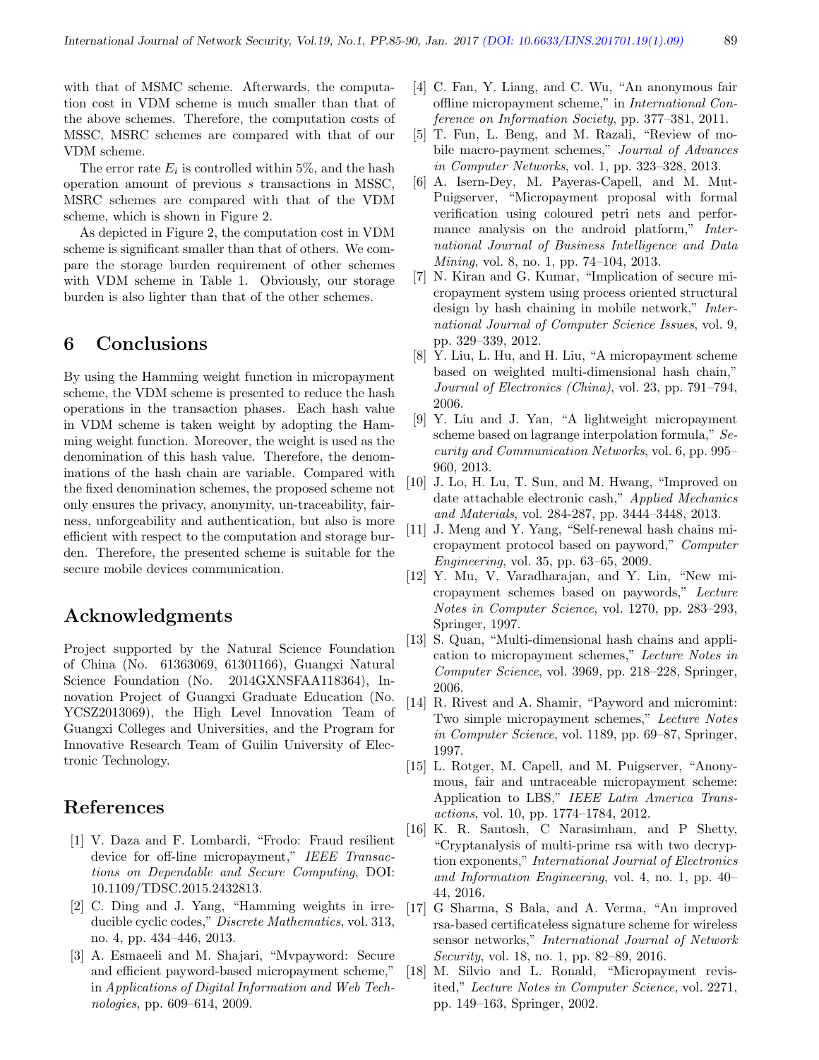with that of MSMC scheme. Afterwards, the computation cost in VDM scheme is much smaller than that of the above schemes. Therefore, the computation costs of MSSC, MSRC schemes are compared with that of our VDM scheme.

The error rate $E_i$ is controlled within 5%, and the hash operation amount of previous $s$ transactions in MSSC, MSRC schemes are compared with that of the VDM scheme, which is shown in Figure 2.

As depicted in Figure 2, the computation cost in VDM scheme is significant smaller than that of others. We compare the storage burden requirement of other schemes with VDM scheme in Table 1. Obviously, our storage burden is also lighter than that of the other schemes.

## 6 Conclusions

By using the Hamming weight function in micropayment scheme, the VDM scheme is presented to reduce the hash operations in the transaction phases. Each hash value in VDM scheme is taken weight by adopting the Hamming weight function. Moreover, the weight is used as the denomination of this hash value. Therefore, the denominations of the hash chain are variable. Compared with the fixed denomination schemes, the proposed scheme not only ensures the privacy, anonymity, un-traceability, fairness, unforgeability and authentication, but also is more efficient with respect to the computation and storage burden. Therefore, the presented scheme is suitable for the secure mobile devices communication.

## Acknowledgments

Project supported by the Natural Science Foundation of China (No. 61363069, 61301166), Guangxi Natural Science Foundation (No. 2014GXNSFAA118364), Innovation Project of Guangxi Graduate Education (No. YCSZ2013069), the High Level Innovation Team of Guangxi Colleges and Universities, and the Program for Innovative Research Team of Guilin University of Electronic Technology.

## References

[1] V. Daza and F. Lombardi, "Frodo: Fraud resilient device for off-line micropayment," *IEEE Transactions on Dependable and Secure Computing*, DOI: 10.1109/TDSC.2015.2432813.

[2] C. Ding and J. Yang, "Hamming weights in irreducible cyclic codes," *Discrete Mathematics*, vol. 313, no. 4, pp. 434–446, 2013.

[3] A. Esmaeeli and M. Shajari, "Mvpayword: Secure and efficient payword-based micropayment scheme," in *Applications of Digital Information and Web Technologies*, pp. 609–614, 2009.

[4] C. Fan, Y. Liang, and C. Wu, "An anonymous fair offline micropayment scheme," in *International Conference on Information Society*, pp. 377–381, 2011.

[5] T. Fun, L. Beng, and M. Razali, "Review of mobile macro-payment schemes," *Journal of Advances in Computer Networks*, vol. 1, pp. 323–328, 2013.

[6] A. Isern-Dey, M. Payeras-Capell, and M. Mut-Puigserver, "Micropayment proposal with formal verification using coloured petri nets and performance analysis on the android platform," *International Journal of Business Intelligence and Data Mining*, vol. 8, no. 1, pp. 74–104, 2013.

[7] N. Kiran and G. Kumar, "Implication of secure micropayment system using process oriented structural design by hash chaining in mobile network," *International Journal of Computer Science Issues*, vol. 9, pp. 329–339, 2012.

[8] Y. Liu, L. Hu, and H. Liu, "A micropayment scheme based on weighted multi-dimensional hash chain," *Journal of Electronics (China)*, vol. 23, pp. 791–794, 2006.

[9] Y. Liu and J. Yan, "A lightweight micropayment scheme based on lagrange interpolation formula," *Security and Communication Networks*, vol. 6, pp. 995–960, 2013.

[10] J. Lo, H. Lu, T. Sun, and M. Hwang, "Improved on date attachable electronic cash," *Applied Mechanics and Materials*, vol. 284-287, pp. 3444–3448, 2013.

[11] J. Meng and Y. Yang, "Self-renewal hash chains micropayment protocol based on payword," *Computer Engineering*, vol. 35, pp. 63–65, 2009.

[12] Y. Mu, V. Varadharajan, and Y. Lin, "New micropayment schemes based on paywords," *Lecture Notes in Computer Science*, vol. 1270, pp. 283–293, Springer, 1997.

[13] S. Quan, "Multi-dimensional hash chains and application to micropayment schemes," *Lecture Notes in Computer Science*, vol. 3969, pp. 218–228, Springer, 2006.

[14] R. Rivest and A. Shamir, "Payword and micromint: Two simple micropayment schemes," *Lecture Notes in Computer Science*, vol. 1189, pp. 69–87, Springer, 1997.

[15] L. Rotger, M. Capell, and M. Puigserver, "Anonymous, fair and untraceable micropayment scheme: Application to LBS," *IEEE Latin America Transactions*, vol. 10, pp. 1774–1784, 2012.

[16] K. R. Santosh, C Narasimham, and P Shetty, "Cryptanalysis of multi-prime rsa with two decryption exponents," *International Journal of Electronics and Information Engineering*, vol. 4, no. 1, pp. 40–44, 2016.

[17] G Sharma, S Bala, and A. Verma, "An improved rsa-based certificateless signature scheme for wireless sensor networks," *International Journal of Network Security*, vol. 18, no. 1, pp. 82–89, 2016.

[18] M. Silvio and L. Ronald, "Micropayment revisited," *Lecture Notes in Computer Science*, vol. 2271, pp. 149–163, Springer, 2002.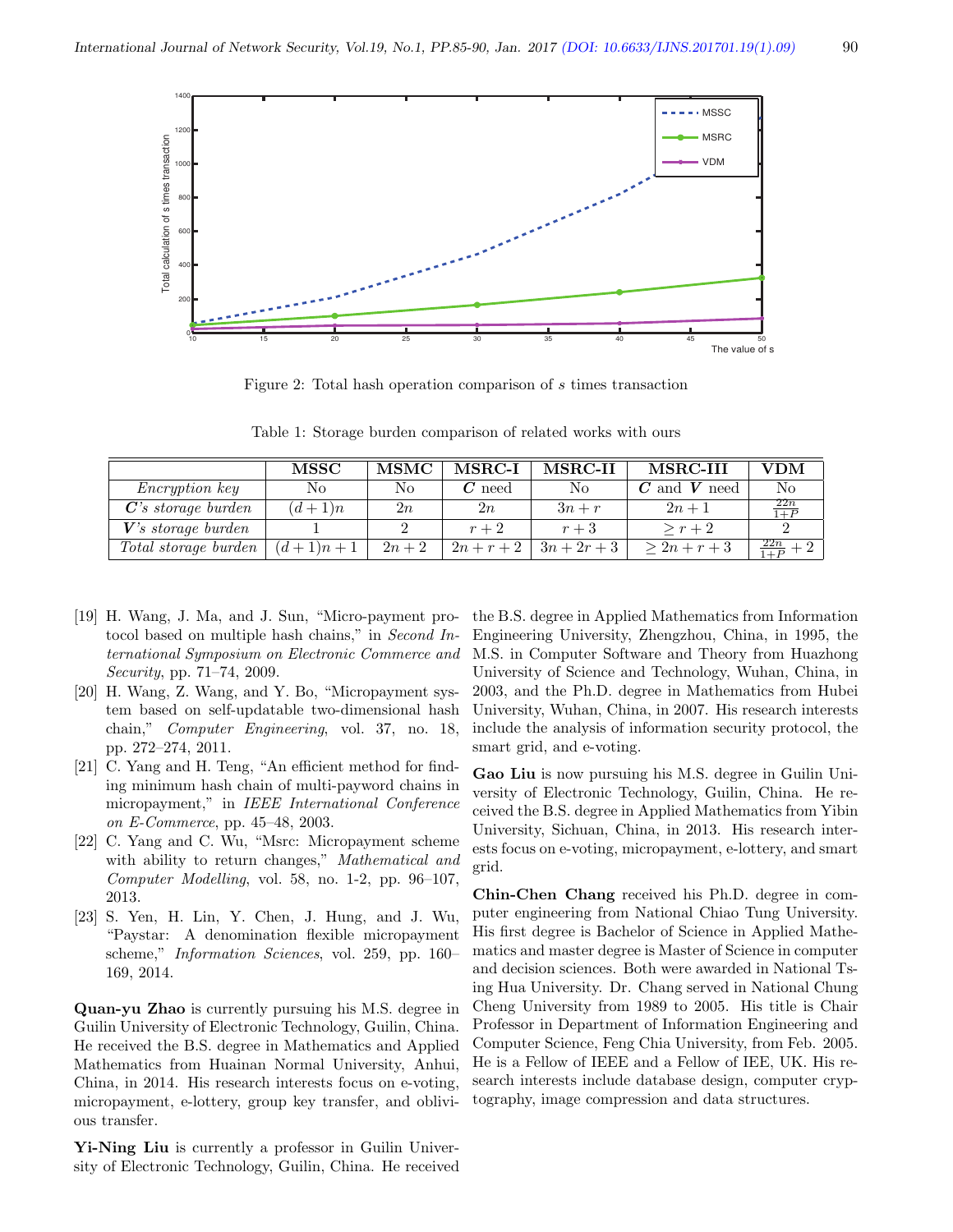1400
1200
1000
800
600
400
200
0

Total calculation of s times transaction

10 15 20 25 30 35 40 45 50

The value of s

MSSC
MSRC
VDM

Figure 2: Total hash operation comparison of $s$ times transaction

Table 1: Storage burden comparison of related works with ours

| | MSSC | MSMC | MSRC-I | MSRC-II | MSRC-III | VDM |
|---|---|---|---|---|---|---|
| *Encryption key* | No | No | $\boldsymbol{C}$ need | No | $\boldsymbol{C}$ and $\boldsymbol{V}$ need | No |
| $\boldsymbol{C}$*'s storage burden* | $(d+1)n$ | $2n$ | $2n$ | $3n+r$ | $2n+1$ | $\frac{22n}{1+P}$ |
| $\boldsymbol{V}$*'s storage burden* | 1 | 2 | $r+2$ | $r+3$ | $\geq r+2$ | 2 |
| *Total storage burden* | $(d+1)n+1$ | $2n+2$ | $2n+r+2$ | $3n+2r+3$ | $\geq 2n+r+3$ | $\frac{22n}{1+P}+2$ |

[19] H. Wang, J. Ma, and J. Sun, "Micro-payment protocol based on multiple hash chains," in *Second International Symposium on Electronic Commerce and Security*, pp. 71–74, 2009.

[20] H. Wang, Z. Wang, and Y. Bo, "Micropayment system based on self-updatable two-dimensional hash chain," *Computer Engineering*, vol. 37, no. 18, pp. 272–274, 2011.

[21] C. Yang and H. Teng, "An efficient method for finding minimum hash chain of multi-payword chains in micropayment," in *IEEE International Conference on E-Commerce*, pp. 45–48, 2003.

[22] C. Yang and C. Wu, "Msrc: Micropayment scheme with ability to return changes," *Mathematical and Computer Modelling*, vol. 58, no. 1-2, pp. 96–107, 2013.

[23] S. Yen, H. Lin, Y. Chen, J. Hung, and J. Wu, "Paystar: A denomination flexible micropayment scheme," *Information Sciences*, vol. 259, pp. 160–169, 2014.

**Quan-yu Zhao** is currently pursuing his M.S. degree in Guilin University of Electronic Technology, Guilin, China. He received the B.S. degree in Mathematics and Applied Mathematics from Huainan Normal University, Anhui, China, in 2014. His research interests focus on e-voting, micropayment, e-lottery, group key transfer, and oblivious transfer.

**Yi-Ning Liu** is currently a professor in Guilin University of Electronic Technology, Guilin, China. He received the B.S. degree in Applied Mathematics from Information Engineering University, Zhengzhou, China, in 1995, the M.S. in Computer Software and Theory from Huazhong University of Science and Technology, Wuhan, China, in 2003, and the Ph.D. degree in Mathematics from Hubei University, Wuhan, China, in 2007. His research interests include the analysis of information security protocol, the smart grid, and e-voting.

**Gao Liu** is now pursuing his M.S. degree in Guilin University of Electronic Technology, Guilin, China. He received the B.S. degree in Applied Mathematics from Yibin University, Sichuan, China, in 2013. His research interests focus on e-voting, micropayment, e-lottery, and smart grid.

**Chin-Chen Chang** received his Ph.D. degree in computer engineering from National Chiao Tung University. His first degree is Bachelor of Science in Applied Mathematics and master degree is Master of Science in computer and decision sciences. Both were awarded in National Tsing Hua University. Dr. Chang served in National Chung Cheng University from 1989 to 2005. His title is Chair Professor in Department of Information Engineering and Computer Science, Feng Chia University, from Feb. 2005. He is a Fellow of IEEE and a Fellow of IEE, UK. His research interests include database design, computer cryptography, image compression and data structures.